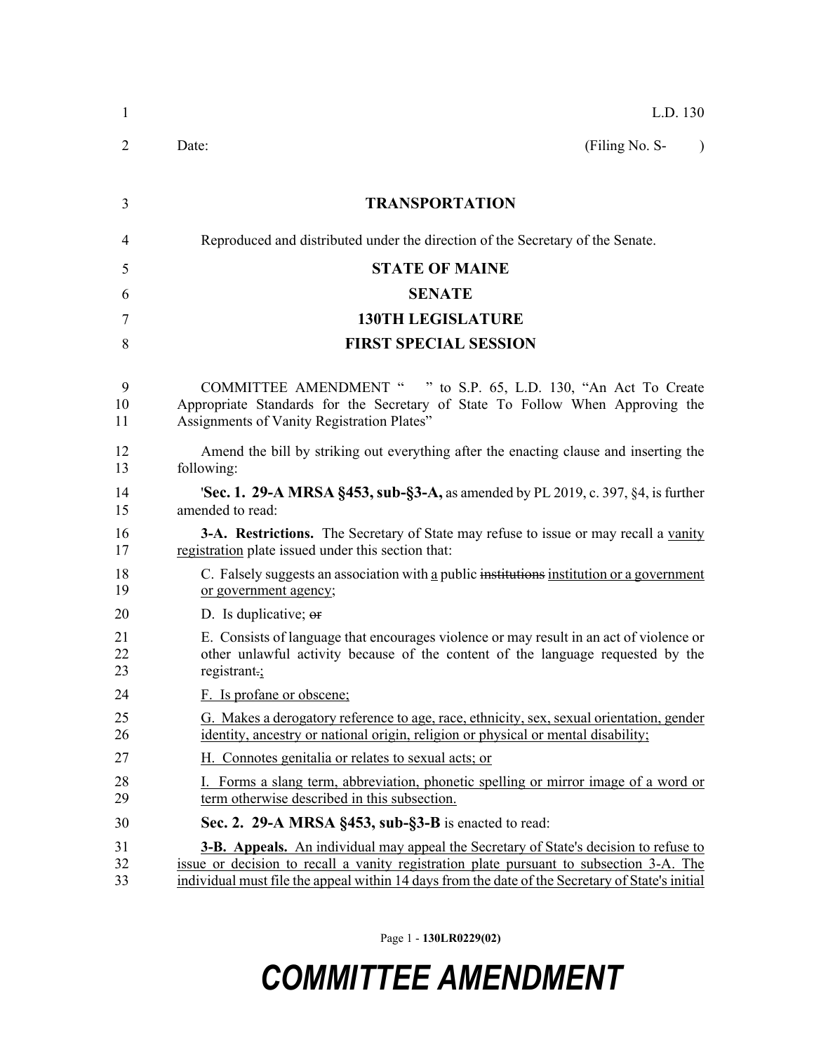L.D. 130

Date: (Filing No. S- )

**TRANSPORTATION**

Reproduced and distributed under the direction of the Secretary of the Senate.

**STATE OF MAINE**

**SENATE**

**130TH LEGISLATURE**

**FIRST SPECIAL SESSION**

COMMITTEE AMENDMENT " " to S.P. 65, L.D. 130, "An Act To Create Appropriate Standards for the Secretary of State To Follow When Approving the Assignments of Vanity Registration Plates"

Amend the bill by striking out everything after the enacting clause and inserting the following:

'**Sec. 1. 29-A MRSA §453, sub-§3-A,** as amended by PL 2019, c. 397, §4, is further amended to read:

**3-A. Restrictions.** The Secretary of State may refuse to issue or may recall a vanity registration plate issued under this section that:

C. Falsely suggests an association with a public ~~institutions~~ institution or a government or government agency;

D. Is duplicative; ~~or~~

E. Consists of language that encourages violence or may result in an act of violence or other unlawful activity because of the content of the language requested by the registrant~~.~~;

F. Is profane or obscene;

G. Makes a derogatory reference to age, race, ethnicity, sex, sexual orientation, gender identity, ancestry or national origin, religion or physical or mental disability;

H. Connotes genitalia or relates to sexual acts; or

I. Forms a slang term, abbreviation, phonetic spelling or mirror image of a word or term otherwise described in this subsection.

**Sec. 2. 29-A MRSA §453, sub-§3-B** is enacted to read:

**3-B. Appeals.** An individual may appeal the Secretary of State's decision to refuse to issue or decision to recall a vanity registration plate pursuant to subsection 3-A. The individual must file the appeal within 14 days from the date of the Secretary of State's initial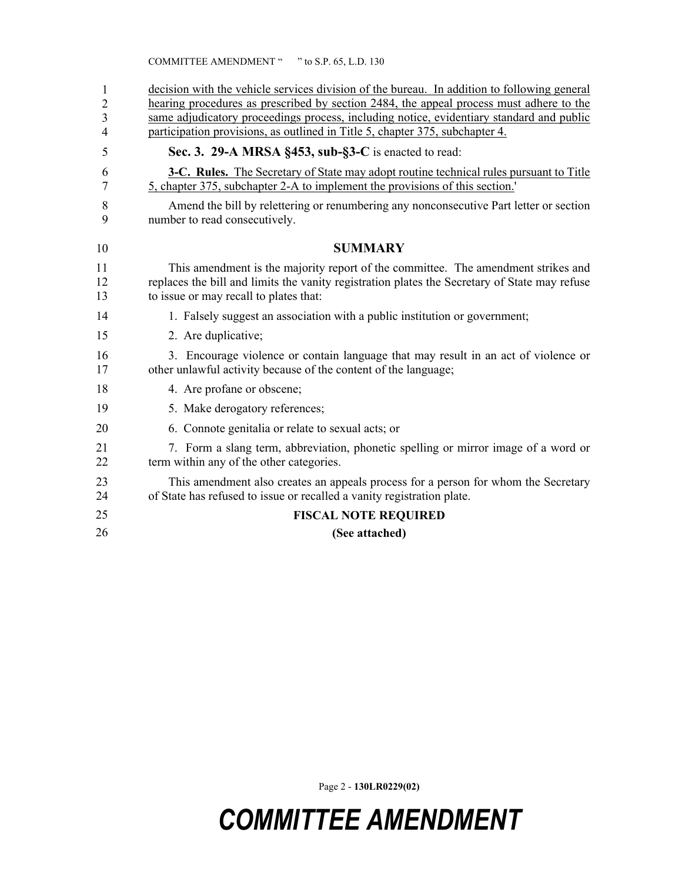decision with the vehicle services division of the bureau. In addition to following general hearing procedures as prescribed by section 2484, the appeal process must adhere to the same adjudicatory proceedings process, including notice, evidentiary standard and public participation provisions, as outlined in Title 5, chapter 375, subchapter 4.

**Sec. 3. 29-A MRSA §453, sub-§3-C** is enacted to read:

**3-C. Rules.** The Secretary of State may adopt routine technical rules pursuant to Title 5, chapter 375, subchapter 2-A to implement the provisions of this section.'

Amend the bill by relettering or renumbering any nonconsecutive Part letter or section number to read consecutively.

## SUMMARY

This amendment is the majority report of the committee. The amendment strikes and replaces the bill and limits the vanity registration plates the Secretary of State may refuse to issue or may recall to plates that:

1. Falsely suggest an association with a public institution or government;

2. Are duplicative;

3. Encourage violence or contain language that may result in an act of violence or other unlawful activity because of the content of the language;

4. Are profane or obscene;

5. Make derogatory references;

6. Connote genitalia or relate to sexual acts; or

7. Form a slang term, abbreviation, phonetic spelling or mirror image of a word or term within any of the other categories.

This amendment also creates an appeals process for a person for whom the Secretary of State has refused to issue or recalled a vanity registration plate.

**FISCAL NOTE REQUIRED**

**(See attached)**